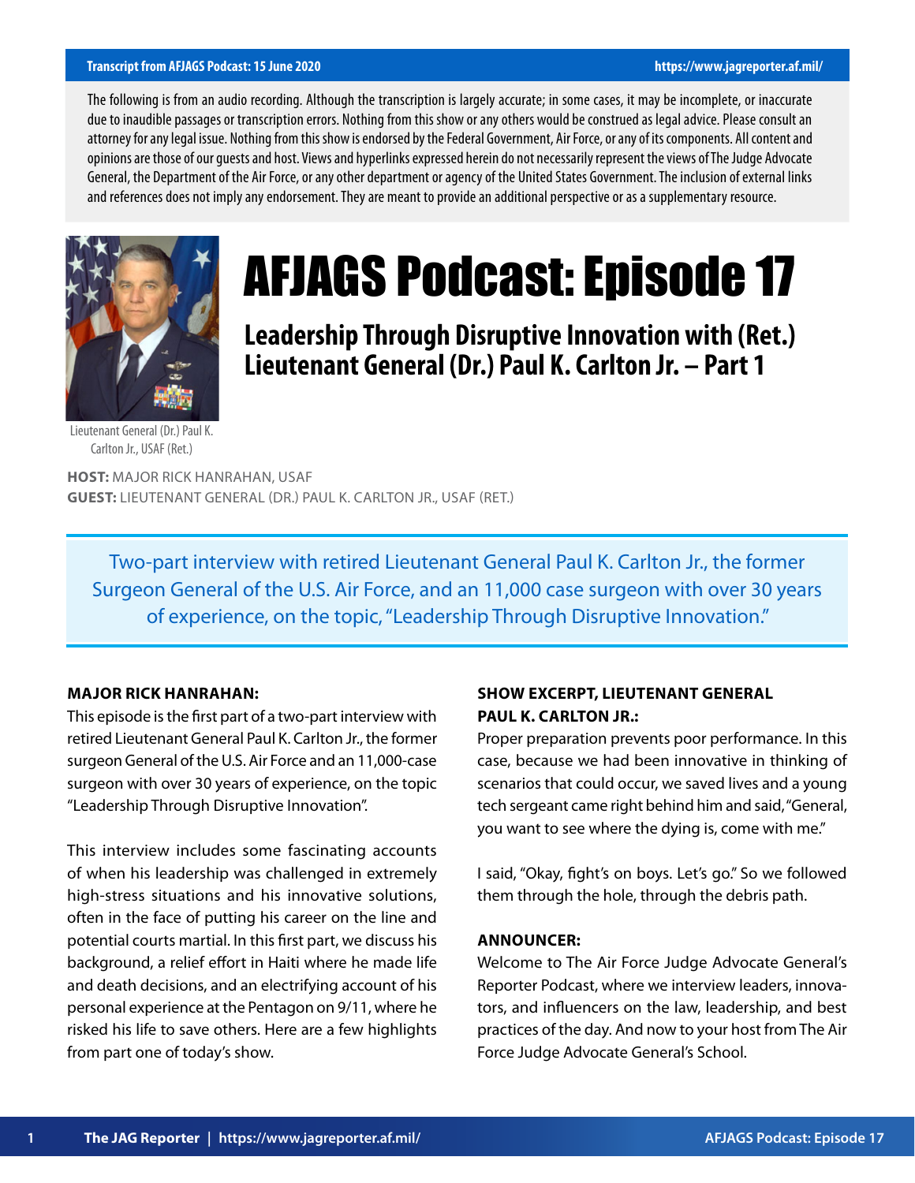The following is from an audio recording. Although the transcription is largely accurate; in some cases, it may be incomplete, or inaccurate due to inaudible passages or transcription errors. Nothing from this show or any others would be construed as legal advice. Please consult an attorney for any legal issue. Nothing from this show is endorsed by the Federal Government, Air Force, or any of its components. All content and opinions are those of our guests and host. Views and hyperlinks expressed herein do not necessarily represent the views of The Judge Advocate General, the Department of the Air Force, or any other department or agency of the United States Government. The inclusion of external links and references does not imply any endorsement. They are meant to provide an additional perspective or as a supplementary resource.

Lieutenant General (Dr.) Paul K. Carlton Jr., USAF (Ret.)

# AFJAGS Podcast: Episode 17

## Leadership Through Disruptive Innovation with (Ret.) Lieutenant General (Dr.) Paul K. Carlton Jr. – Part 1

**HOST:** MAJOR RICK HANRAHAN, USAF
**GUEST:** LIEUTENANT GENERAL (DR.) PAUL K. CARLTON JR., USAF (RET.)

Two-part interview with retired Lieutenant General Paul K. Carlton Jr., the former Surgeon General of the U.S. Air Force, and an 11,000 case surgeon with over 30 years of experience, on the topic, "Leadership Through Disruptive Innovation."

**MAJOR RICK HANRAHAN:**
This episode is the first part of a two-part interview with retired Lieutenant General Paul K. Carlton Jr., the former surgeon General of the U.S. Air Force and an 11,000-case surgeon with over 30 years of experience, on the topic "Leadership Through Disruptive Innovation".

This interview includes some fascinating accounts of when his leadership was challenged in extremely high-stress situations and his innovative solutions, often in the face of putting his career on the line and potential courts martial. In this first part, we discuss his background, a relief effort in Haiti where he made life and death decisions, and an electrifying account of his personal experience at the Pentagon on 9/11, where he risked his life to save others. Here are a few highlights from part one of today's show.

**SHOW EXCERPT, LIEUTENANT GENERAL PAUL K. CARLTON JR.:**
Proper preparation prevents poor performance. In this case, because we had been innovative in thinking of scenarios that could occur, we saved lives and a young tech sergeant came right behind him and said, "General, you want to see where the dying is, come with me."

I said, "Okay, fight's on boys. Let's go." So we followed them through the hole, through the debris path.

**ANNOUNCER:**
Welcome to The Air Force Judge Advocate General's Reporter Podcast, where we interview leaders, innovators, and influencers on the law, leadership, and best practices of the day. And now to your host from The Air Force Judge Advocate General's School.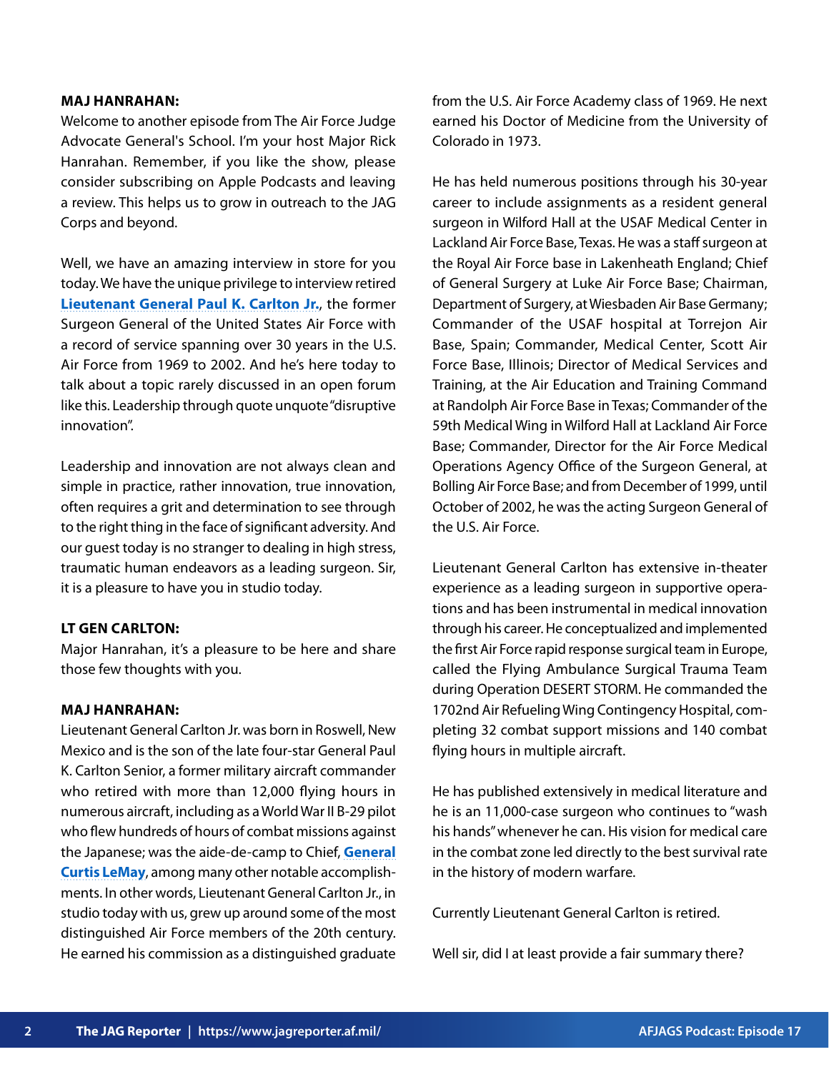**MAJ HANRAHAN:**
Welcome to another episode from The Air Force Judge Advocate General's School. I'm your host Major Rick Hanrahan. Remember, if you like the show, please consider subscribing on Apple Podcasts and leaving a review. This helps us to grow in outreach to the JAG Corps and beyond.

Well, we have an amazing interview in store for you today. We have the unique privilege to interview retired **Lieutenant General Paul K. Carlton Jr.**, the former Surgeon General of the United States Air Force with a record of service spanning over 30 years in the U.S. Air Force from 1969 to 2002. And he's here today to talk about a topic rarely discussed in an open forum like this. Leadership through quote unquote "disruptive innovation".

Leadership and innovation are not always clean and simple in practice, rather innovation, true innovation, often requires a grit and determination to see through to the right thing in the face of significant adversity. And our guest today is no stranger to dealing in high stress, traumatic human endeavors as a leading surgeon. Sir, it is a pleasure to have you in studio today.

**LT GEN CARLTON:**
Major Hanrahan, it's a pleasure to be here and share those few thoughts with you.

**MAJ HANRAHAN:**
Lieutenant General Carlton Jr. was born in Roswell, New Mexico and is the son of the late four-star General Paul K. Carlton Senior, a former military aircraft commander who retired with more than 12,000 flying hours in numerous aircraft, including as a World War II B-29 pilot who flew hundreds of hours of combat missions against the Japanese; was the aide-de-camp to Chief, **General Curtis LeMay**, among many other notable accomplishments. In other words, Lieutenant General Carlton Jr., in studio today with us, grew up around some of the most distinguished Air Force members of the 20th century. He earned his commission as a distinguished graduate from the U.S. Air Force Academy class of 1969. He next earned his Doctor of Medicine from the University of Colorado in 1973.

He has held numerous positions through his 30-year career to include assignments as a resident general surgeon in Wilford Hall at the USAF Medical Center in Lackland Air Force Base, Texas. He was a staff surgeon at the Royal Air Force base in Lakenheath England; Chief of General Surgery at Luke Air Force Base; Chairman, Department of Surgery, at Wiesbaden Air Base Germany; Commander of the USAF hospital at Torrejon Air Base, Spain; Commander, Medical Center, Scott Air Force Base, Illinois; Director of Medical Services and Training, at the Air Education and Training Command at Randolph Air Force Base in Texas; Commander of the 59th Medical Wing in Wilford Hall at Lackland Air Force Base; Commander, Director for the Air Force Medical Operations Agency Office of the Surgeon General, at Bolling Air Force Base; and from December of 1999, until October of 2002, he was the acting Surgeon General of the U.S. Air Force.

Lieutenant General Carlton has extensive in-theater experience as a leading surgeon in supportive operations and has been instrumental in medical innovation through his career. He conceptualized and implemented the first Air Force rapid response surgical team in Europe, called the Flying Ambulance Surgical Trauma Team during Operation DESERT STORM. He commanded the 1702nd Air Refueling Wing Contingency Hospital, completing 32 combat support missions and 140 combat flying hours in multiple aircraft.

He has published extensively in medical literature and he is an 11,000-case surgeon who continues to "wash his hands" whenever he can. His vision for medical care in the combat zone led directly to the best survival rate in the history of modern warfare.

Currently Lieutenant General Carlton is retired.

Well sir, did I at least provide a fair summary there?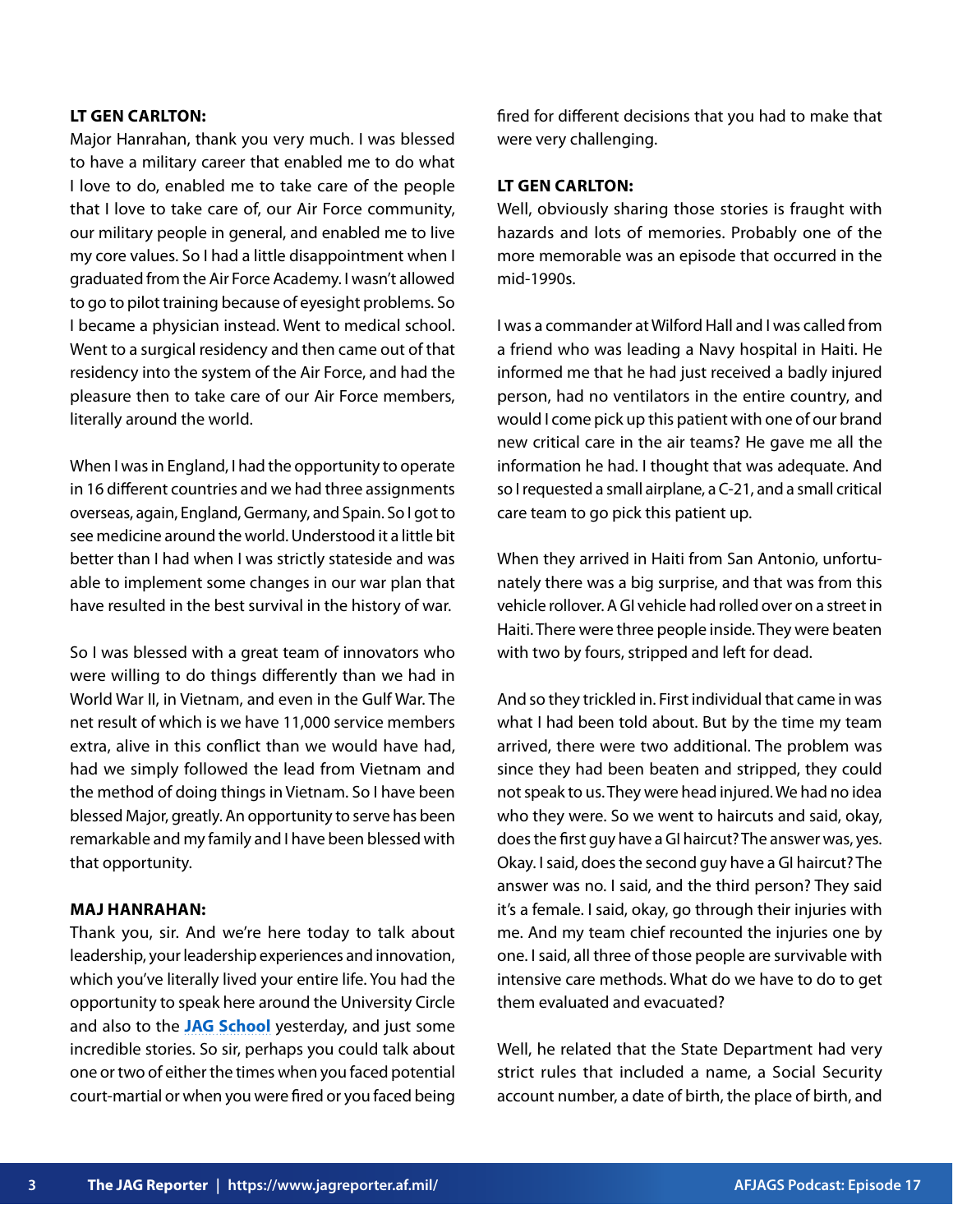**LT GEN CARLTON:**
Major Hanrahan, thank you very much. I was blessed to have a military career that enabled me to do what I love to do, enabled me to take care of the people that I love to take care of, our Air Force community, our military people in general, and enabled me to live my core values. So I had a little disappointment when I graduated from the Air Force Academy. I wasn't allowed to go to pilot training because of eyesight problems. So I became a physician instead. Went to medical school. Went to a surgical residency and then came out of that residency into the system of the Air Force, and had the pleasure then to take care of our Air Force members, literally around the world.

When I was in England, I had the opportunity to operate in 16 different countries and we had three assignments overseas, again, England, Germany, and Spain. So I got to see medicine around the world. Understood it a little bit better than I had when I was strictly stateside and was able to implement some changes in our war plan that have resulted in the best survival in the history of war.

So I was blessed with a great team of innovators who were willing to do things differently than we had in World War II, in Vietnam, and even in the Gulf War. The net result of which is we have 11,000 service members extra, alive in this conflict than we would have had, had we simply followed the lead from Vietnam and the method of doing things in Vietnam. So I have been blessed Major, greatly. An opportunity to serve has been remarkable and my family and I have been blessed with that opportunity.

**MAJ HANRAHAN:**
Thank you, sir. And we're here today to talk about leadership, your leadership experiences and innovation, which you've literally lived your entire life. You had the opportunity to speak here around the University Circle and also to the **JAG School** yesterday, and just some incredible stories. So sir, perhaps you could talk about one or two of either the times when you faced potential court-martial or when you were fired or you faced being fired for different decisions that you had to make that were very challenging.

**LT GEN CARLTON:**
Well, obviously sharing those stories is fraught with hazards and lots of memories. Probably one of the more memorable was an episode that occurred in the mid-1990s.

I was a commander at Wilford Hall and I was called from a friend who was leading a Navy hospital in Haiti. He informed me that he had just received a badly injured person, had no ventilators in the entire country, and would I come pick up this patient with one of our brand new critical care in the air teams? He gave me all the information he had. I thought that was adequate. And so I requested a small airplane, a C-21, and a small critical care team to go pick this patient up.

When they arrived in Haiti from San Antonio, unfortunately there was a big surprise, and that was from this vehicle rollover. A GI vehicle had rolled over on a street in Haiti. There were three people inside. They were beaten with two by fours, stripped and left for dead.

And so they trickled in. First individual that came in was what I had been told about. But by the time my team arrived, there were two additional. The problem was since they had been beaten and stripped, they could not speak to us. They were head injured. We had no idea who they were. So we went to haircuts and said, okay, does the first guy have a GI haircut? The answer was, yes. Okay. I said, does the second guy have a GI haircut? The answer was no. I said, and the third person? They said it's a female. I said, okay, go through their injuries with me. And my team chief recounted the injuries one by one. I said, all three of those people are survivable with intensive care methods. What do we have to do to get them evaluated and evacuated?

Well, he related that the State Department had very strict rules that included a name, a Social Security account number, a date of birth, the place of birth, and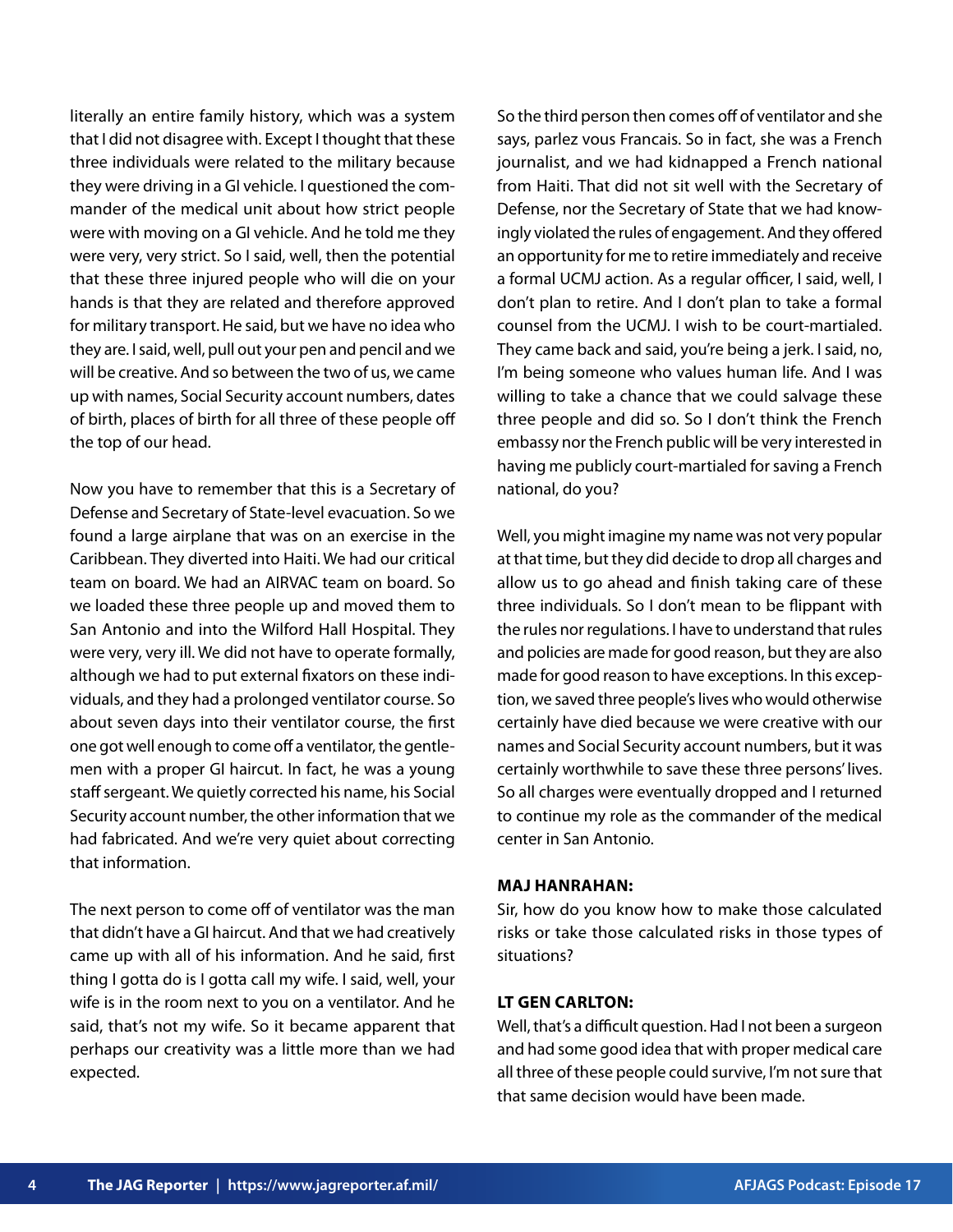literally an entire family history, which was a system that I did not disagree with. Except I thought that these three individuals were related to the military because they were driving in a GI vehicle. I questioned the commander of the medical unit about how strict people were with moving on a GI vehicle. And he told me they were very, very strict. So I said, well, then the potential that these three injured people who will die on your hands is that they are related and therefore approved for military transport. He said, but we have no idea who they are. I said, well, pull out your pen and pencil and we will be creative. And so between the two of us, we came up with names, Social Security account numbers, dates of birth, places of birth for all three of these people off the top of our head.

Now you have to remember that this is a Secretary of Defense and Secretary of State-level evacuation. So we found a large airplane that was on an exercise in the Caribbean. They diverted into Haiti. We had our critical team on board. We had an AIRVAC team on board. So we loaded these three people up and moved them to San Antonio and into the Wilford Hall Hospital. They were very, very ill. We did not have to operate formally, although we had to put external fixators on these individuals, and they had a prolonged ventilator course. So about seven days into their ventilator course, the first one got well enough to come off a ventilator, the gentlemen with a proper GI haircut. In fact, he was a young staff sergeant. We quietly corrected his name, his Social Security account number, the other information that we had fabricated. And we're very quiet about correcting that information.

The next person to come off of ventilator was the man that didn't have a GI haircut. And that we had creatively came up with all of his information. And he said, first thing I gotta do is I gotta call my wife. I said, well, your wife is in the room next to you on a ventilator. And he said, that's not my wife. So it became apparent that perhaps our creativity was a little more than we had expected.

So the third person then comes off of ventilator and she says, parlez vous Francais. So in fact, she was a French journalist, and we had kidnapped a French national from Haiti. That did not sit well with the Secretary of Defense, nor the Secretary of State that we had knowingly violated the rules of engagement. And they offered an opportunity for me to retire immediately and receive a formal UCMJ action. As a regular officer, I said, well, I don't plan to retire. And I don't plan to take a formal counsel from the UCMJ. I wish to be court-martialed. They came back and said, you're being a jerk. I said, no, I'm being someone who values human life. And I was willing to take a chance that we could salvage these three people and did so. So I don't think the French embassy nor the French public will be very interested in having me publicly court-martialed for saving a French national, do you?

Well, you might imagine my name was not very popular at that time, but they did decide to drop all charges and allow us to go ahead and finish taking care of these three individuals. So I don't mean to be flippant with the rules nor regulations. I have to understand that rules and policies are made for good reason, but they are also made for good reason to have exceptions. In this exception, we saved three people's lives who would otherwise certainly have died because we were creative with our names and Social Security account numbers, but it was certainly worthwhile to save these three persons' lives. So all charges were eventually dropped and I returned to continue my role as the commander of the medical center in San Antonio.

**MAJ HANRAHAN:**
Sir, how do you know how to make those calculated risks or take those calculated risks in those types of situations?

**LT GEN CARLTON:**
Well, that's a difficult question. Had I not been a surgeon and had some good idea that with proper medical care all three of these people could survive, I'm not sure that that same decision would have been made.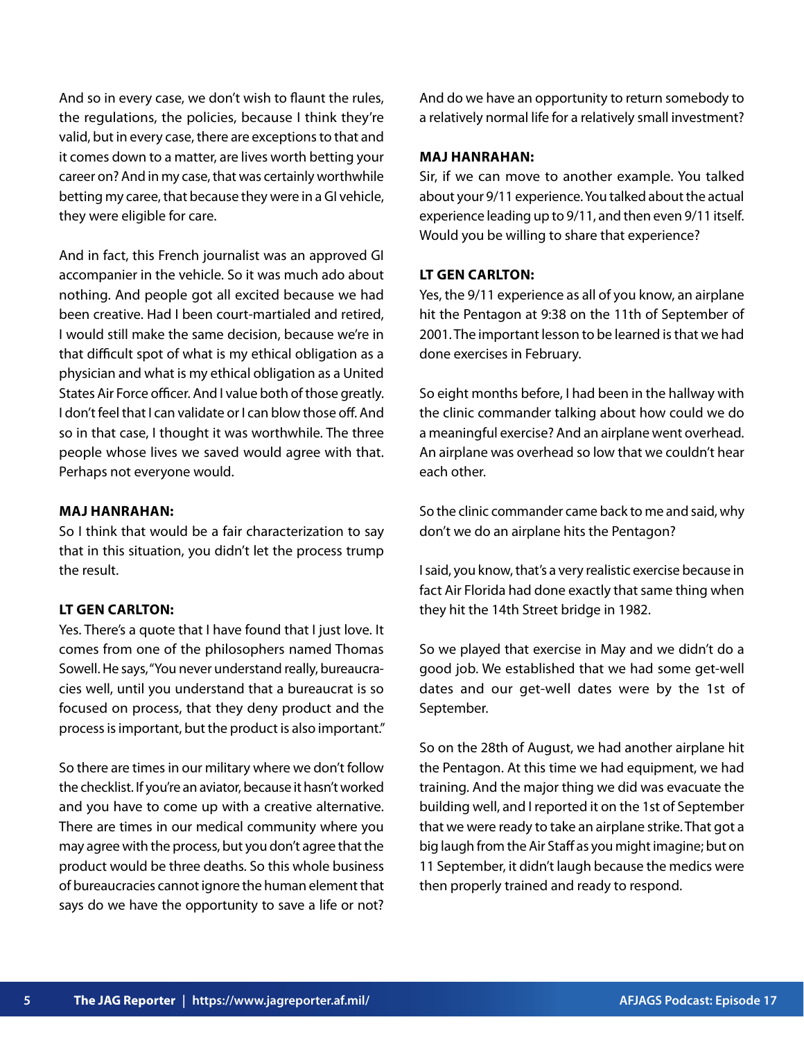And so in every case, we don't wish to flaunt the rules, the regulations, the policies, because I think they're valid, but in every case, there are exceptions to that and it comes down to a matter, are lives worth betting your career on? And in my case, that was certainly worthwhile betting my caree, that because they were in a GI vehicle, they were eligible for care.

And in fact, this French journalist was an approved GI accompanier in the vehicle. So it was much ado about nothing. And people got all excited because we had been creative. Had I been court-martialed and retired, I would still make the same decision, because we're in that difficult spot of what is my ethical obligation as a physician and what is my ethical obligation as a United States Air Force officer. And I value both of those greatly. I don't feel that I can validate or I can blow those off. And so in that case, I thought it was worthwhile. The three people whose lives we saved would agree with that. Perhaps not everyone would.

**MAJ HANRAHAN:**
So I think that would be a fair characterization to say that in this situation, you didn't let the process trump the result.

**LT GEN CARLTON:**
Yes. There's a quote that I have found that I just love. It comes from one of the philosophers named Thomas Sowell. He says, "You never understand really, bureaucracies well, until you understand that a bureaucrat is so focused on process, that they deny product and the process is important, but the product is also important."

So there are times in our military where we don't follow the checklist. If you're an aviator, because it hasn't worked and you have to come up with a creative alternative. There are times in our medical community where you may agree with the process, but you don't agree that the product would be three deaths. So this whole business of bureaucracies cannot ignore the human element that says do we have the opportunity to save a life or not? And do we have an opportunity to return somebody to a relatively normal life for a relatively small investment?

**MAJ HANRAHAN:**
Sir, if we can move to another example. You talked about your 9/11 experience. You talked about the actual experience leading up to 9/11, and then even 9/11 itself. Would you be willing to share that experience?

**LT GEN CARLTON:**
Yes, the 9/11 experience as all of you know, an airplane hit the Pentagon at 9:38 on the 11th of September of 2001. The important lesson to be learned is that we had done exercises in February.

So eight months before, I had been in the hallway with the clinic commander talking about how could we do a meaningful exercise? And an airplane went overhead. An airplane was overhead so low that we couldn't hear each other.

So the clinic commander came back to me and said, why don't we do an airplane hits the Pentagon?

I said, you know, that's a very realistic exercise because in fact Air Florida had done exactly that same thing when they hit the 14th Street bridge in 1982.

So we played that exercise in May and we didn't do a good job. We established that we had some get-well dates and our get-well dates were by the 1st of September.

So on the 28th of August, we had another airplane hit the Pentagon. At this time we had equipment, we had training. And the major thing we did was evacuate the building well, and I reported it on the 1st of September that we were ready to take an airplane strike. That got a big laugh from the Air Staff as you might imagine; but on 11 September, it didn't laugh because the medics were then properly trained and ready to respond.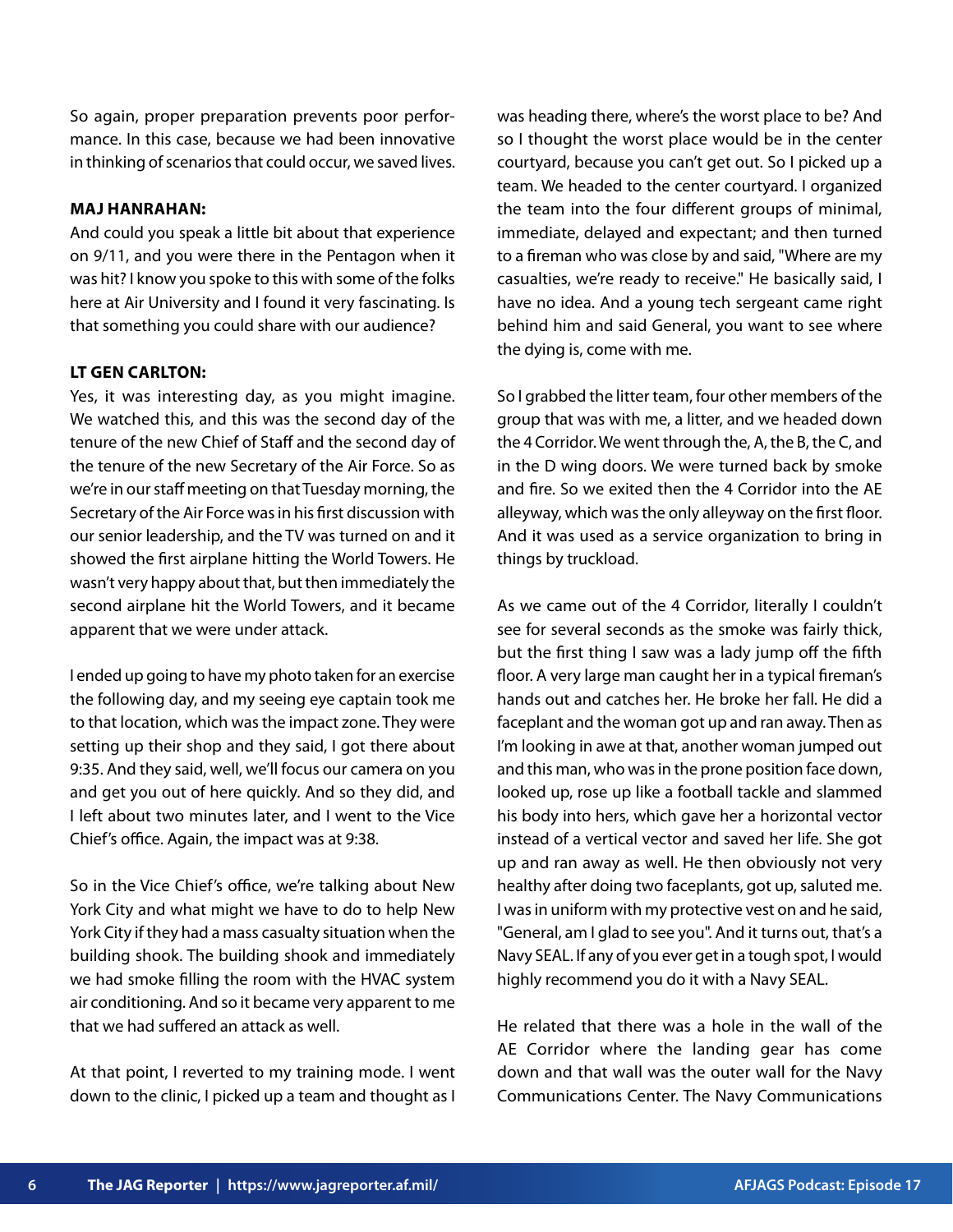So again, proper preparation prevents poor performance. In this case, because we had been innovative in thinking of scenarios that could occur, we saved lives.

**MAJ HANRAHAN:**

And could you speak a little bit about that experience on 9/11, and you were there in the Pentagon when it was hit? I know you spoke to this with some of the folks here at Air University and I found it very fascinating. Is that something you could share with our audience?

**LT GEN CARLTON:**

Yes, it was interesting day, as you might imagine. We watched this, and this was the second day of the tenure of the new Chief of Staff and the second day of the tenure of the new Secretary of the Air Force. So as we're in our staff meeting on that Tuesday morning, the Secretary of the Air Force was in his first discussion with our senior leadership, and the TV was turned on and it showed the first airplane hitting the World Towers. He wasn't very happy about that, but then immediately the second airplane hit the World Towers, and it became apparent that we were under attack.

I ended up going to have my photo taken for an exercise the following day, and my seeing eye captain took me to that location, which was the impact zone. They were setting up their shop and they said, I got there about 9:35. And they said, well, we'll focus our camera on you and get you out of here quickly. And so they did, and I left about two minutes later, and I went to the Vice Chief's office. Again, the impact was at 9:38.

So in the Vice Chief's office, we're talking about New York City and what might we have to do to help New York City if they had a mass casualty situation when the building shook. The building shook and immediately we had smoke filling the room with the HVAC system air conditioning. And so it became very apparent to me that we had suffered an attack as well.

At that point, I reverted to my training mode. I went down to the clinic, I picked up a team and thought as I was heading there, where's the worst place to be? And so I thought the worst place would be in the center courtyard, because you can't get out. So I picked up a team. We headed to the center courtyard. I organized the team into the four different groups of minimal, immediate, delayed and expectant; and then turned to a fireman who was close by and said, "Where are my casualties, we're ready to receive." He basically said, I have no idea. And a young tech sergeant came right behind him and said General, you want to see where the dying is, come with me.

So I grabbed the litter team, four other members of the group that was with me, a litter, and we headed down the 4 Corridor. We went through the, A, the B, the C, and in the D wing doors. We were turned back by smoke and fire. So we exited then the 4 Corridor into the AE alleyway, which was the only alleyway on the first floor. And it was used as a service organization to bring in things by truckload.

As we came out of the 4 Corridor, literally I couldn't see for several seconds as the smoke was fairly thick, but the first thing I saw was a lady jump off the fifth floor. A very large man caught her in a typical fireman's hands out and catches her. He broke her fall. He did a faceplant and the woman got up and ran away. Then as I'm looking in awe at that, another woman jumped out and this man, who was in the prone position face down, looked up, rose up like a football tackle and slammed his body into hers, which gave her a horizontal vector instead of a vertical vector and saved her life. She got up and ran away as well. He then obviously not very healthy after doing two faceplants, got up, saluted me. I was in uniform with my protective vest on and he said, "General, am I glad to see you". And it turns out, that's a Navy SEAL. If any of you ever get in a tough spot, I would highly recommend you do it with a Navy SEAL.

He related that there was a hole in the wall of the AE Corridor where the landing gear has come down and that wall was the outer wall for the Navy Communications Center. The Navy Communications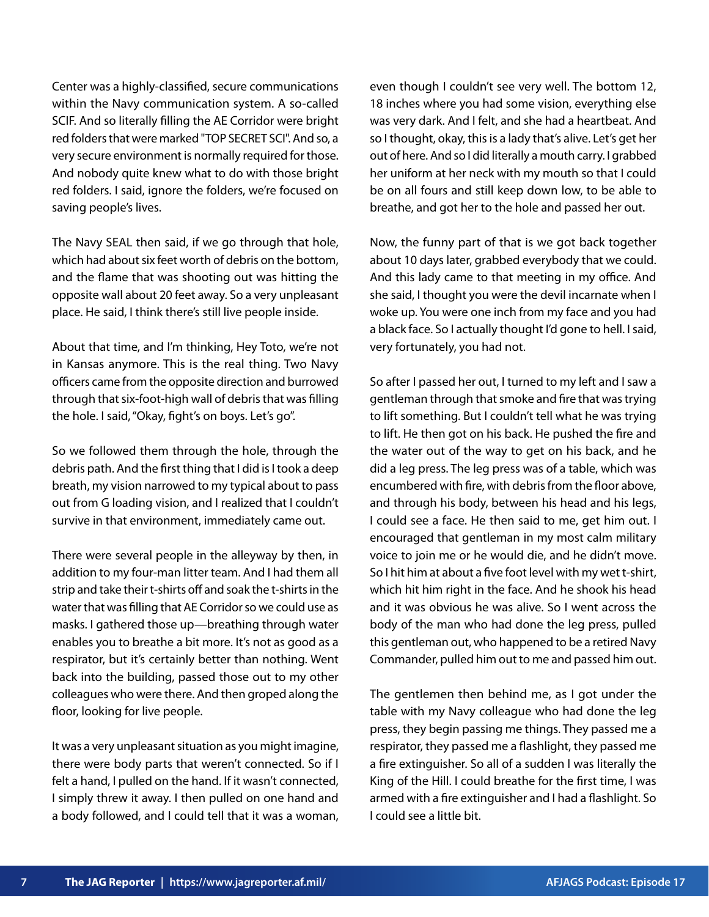Center was a highly-classified, secure communications within the Navy communication system. A so-called SCIF. And so literally filling the AE Corridor were bright red folders that were marked "TOP SECRET SCI". And so, a very secure environment is normally required for those. And nobody quite knew what to do with those bright red folders. I said, ignore the folders, we're focused on saving people's lives.

The Navy SEAL then said, if we go through that hole, which had about six feet worth of debris on the bottom, and the flame that was shooting out was hitting the opposite wall about 20 feet away. So a very unpleasant place. He said, I think there's still live people inside.

About that time, and I'm thinking, Hey Toto, we're not in Kansas anymore. This is the real thing. Two Navy officers came from the opposite direction and burrowed through that six-foot-high wall of debris that was filling the hole. I said, "Okay, fight's on boys. Let's go".

So we followed them through the hole, through the debris path. And the first thing that I did is I took a deep breath, my vision narrowed to my typical about to pass out from G loading vision, and I realized that I couldn't survive in that environment, immediately came out.

There were several people in the alleyway by then, in addition to my four-man litter team. And I had them all strip and take their t-shirts off and soak the t-shirts in the water that was filling that AE Corridor so we could use as masks. I gathered those up—breathing through water enables you to breathe a bit more. It's not as good as a respirator, but it's certainly better than nothing. Went back into the building, passed those out to my other colleagues who were there. And then groped along the floor, looking for live people.

It was a very unpleasant situation as you might imagine, there were body parts that weren't connected. So if I felt a hand, I pulled on the hand. If it wasn't connected, I simply threw it away. I then pulled on one hand and a body followed, and I could tell that it was a woman, even though I couldn't see very well. The bottom 12, 18 inches where you had some vision, everything else was very dark. And I felt, and she had a heartbeat. And so I thought, okay, this is a lady that's alive. Let's get her out of here. And so I did literally a mouth carry. I grabbed her uniform at her neck with my mouth so that I could be on all fours and still keep down low, to be able to breathe, and got her to the hole and passed her out.

Now, the funny part of that is we got back together about 10 days later, grabbed everybody that we could. And this lady came to that meeting in my office. And she said, I thought you were the devil incarnate when I woke up. You were one inch from my face and you had a black face. So I actually thought I'd gone to hell. I said, very fortunately, you had not.

So after I passed her out, I turned to my left and I saw a gentleman through that smoke and fire that was trying to lift something. But I couldn't tell what he was trying to lift. He then got on his back. He pushed the fire and the water out of the way to get on his back, and he did a leg press. The leg press was of a table, which was encumbered with fire, with debris from the floor above, and through his body, between his head and his legs, I could see a face. He then said to me, get him out. I encouraged that gentleman in my most calm military voice to join me or he would die, and he didn't move. So I hit him at about a five foot level with my wet t-shirt, which hit him right in the face. And he shook his head and it was obvious he was alive. So I went across the body of the man who had done the leg press, pulled this gentleman out, who happened to be a retired Navy Commander, pulled him out to me and passed him out.

The gentlemen then behind me, as I got under the table with my Navy colleague who had done the leg press, they begin passing me things. They passed me a respirator, they passed me a flashlight, they passed me a fire extinguisher. So all of a sudden I was literally the King of the Hill. I could breathe for the first time, I was armed with a fire extinguisher and I had a flashlight. So I could see a little bit.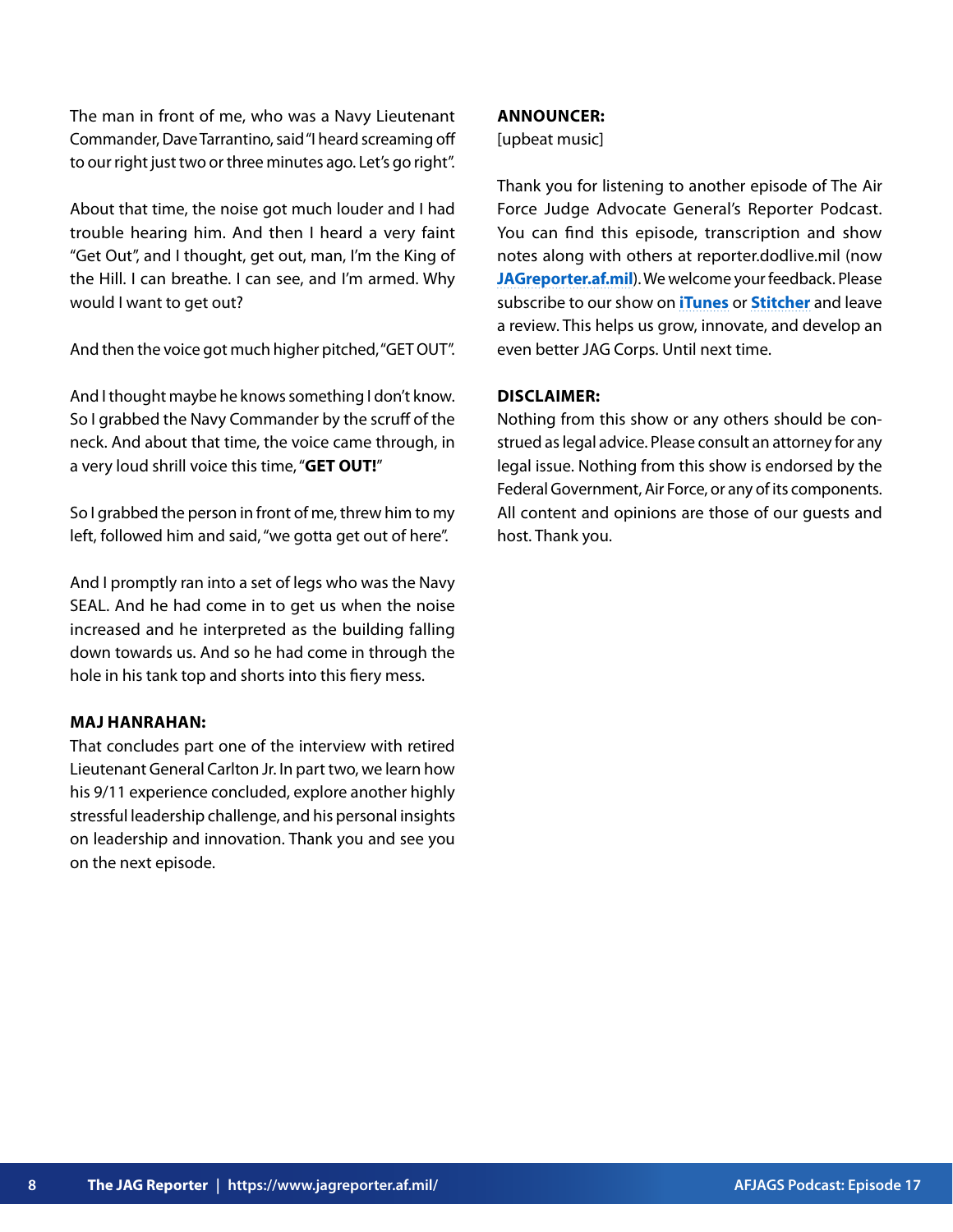The man in front of me, who was a Navy Lieutenant Commander, Dave Tarrantino, said "I heard screaming off to our right just two or three minutes ago. Let's go right".

About that time, the noise got much louder and I had trouble hearing him. And then I heard a very faint "Get Out", and I thought, get out, man, I'm the King of the Hill. I can breathe. I can see, and I'm armed. Why would I want to get out?

And then the voice got much higher pitched, "GET OUT".

And I thought maybe he knows something I don't know. So I grabbed the Navy Commander by the scruff of the neck. And about that time, the voice came through, in a very loud shrill voice this time, "**GET OUT!**"

So I grabbed the person in front of me, threw him to my left, followed him and said, "we gotta get out of here".

And I promptly ran into a set of legs who was the Navy SEAL. And he had come in to get us when the noise increased and he interpreted as the building falling down towards us. And so he had come in through the hole in his tank top and shorts into this fiery mess.

**MAJ HANRAHAN:**
That concludes part one of the interview with retired Lieutenant General Carlton Jr. In part two, we learn how his 9/11 experience concluded, explore another highly stressful leadership challenge, and his personal insights on leadership and innovation. Thank you and see you on the next episode.

**ANNOUNCER:**
[upbeat music]

Thank you for listening to another episode of The Air Force Judge Advocate General's Reporter Podcast. You can find this episode, transcription and show notes along with others at reporter.dodlive.mil (now **JAGreporter.af.mil**). We welcome your feedback. Please subscribe to our show on **iTunes** or **Stitcher** and leave a review. This helps us grow, innovate, and develop an even better JAG Corps. Until next time.

**DISCLAIMER:**
Nothing from this show or any others should be construed as legal advice. Please consult an attorney for any legal issue. Nothing from this show is endorsed by the Federal Government, Air Force, or any of its components. All content and opinions are those of our guests and host. Thank you.